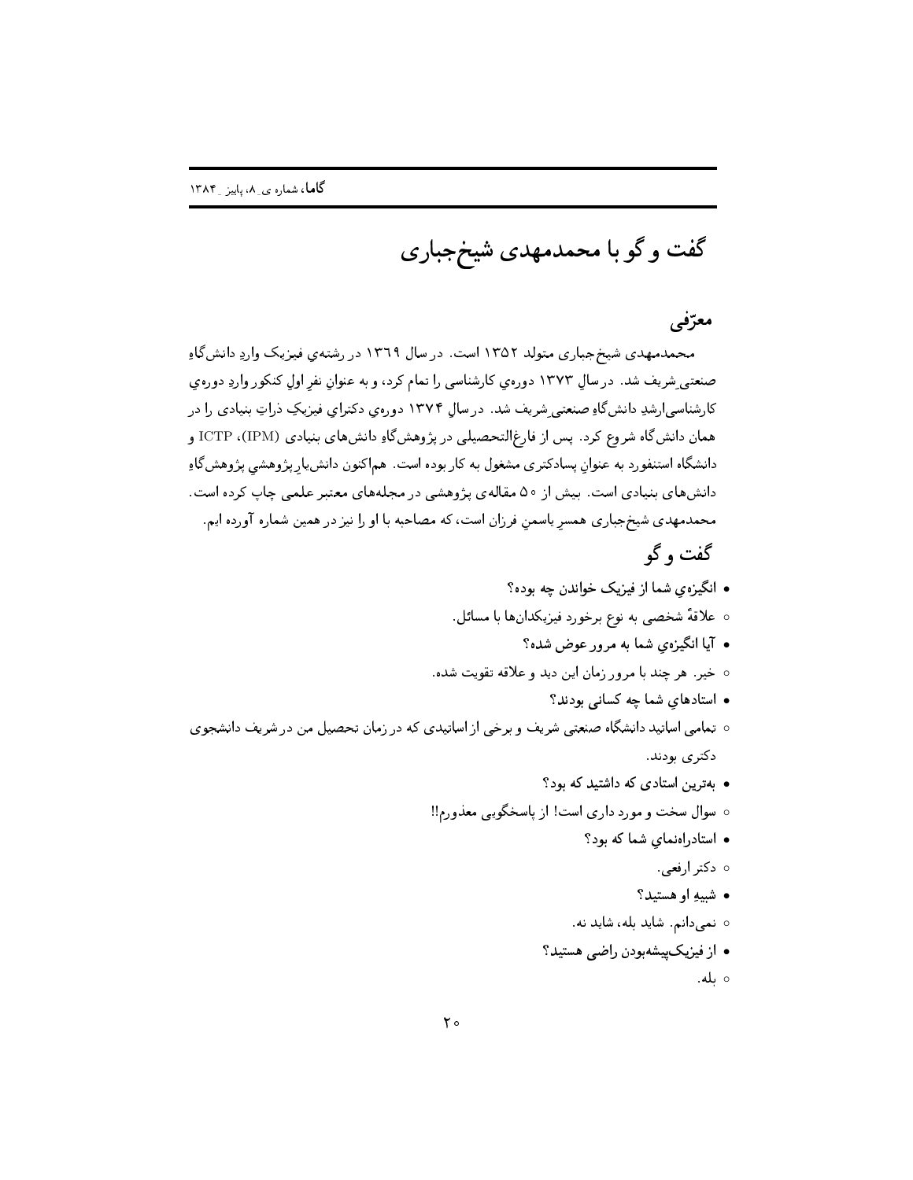# گفت و گو با محمدمهدی شیخ‌جباری

## معرّفی

محمدمهدی شیخ‌جباری متولد ۱۳۵۲ است. در سال ۱۳۶۹ در رشته‌ی فیزیک وارد دانش‌گاهِ صنعتیِ شریف شد. در سالِ ۱۳۷۳ دوره‌ی کارشناسی را تمام کرد، و به عنوانِ نفرِ اولِ کنکور واردِ دوره‌ی کارشناسی‌ارشدِ دانش‌گاهِ صنعتیِ شریف شد. در سالِ ۱۳۷۴ دوره‌ی دکترای فیزیکِ ذراتِ بنیادی را در همان دانش‌گاه شروع کرد. پس از فارغ‌التحصیلی در پژوهش‌گاهِ دانش‌های بنیادی (IPM)، ICTP و دانشگاه استنفورد به عنوانِ پسادکتری مشغول به کار بوده است. هم‌اکنون دانش‌یارِ پژوهشیِ پژوهش‌گاهِ دانش‌های بنیادی است. بیش از ۵۰ مقاله‌ی پژوهشی در مجله‌های معتبر علمی چاپ کرده است. محمدمهدی شیخ‌جباری همسرِ یاسمنِ فرزان است، که مصاحبه با او را نیز در همین شماره آورده ایم.

## گفت و گو

- **انگیزه‌ی شما از فیزیک خواندن چه بوده؟**
  - علاقهٔ شخصی به نوع برخورد فیزیک‌دان‌ها با مسائل.
- **آیا انگیزه‌ی شما به مرور عوض شده؟**
  - خیر. هر چند با مرور زمان این دید و علاقه تقویت شده.
- **استادهای شما چه کسانی بودند؟**
  - تمامی اساتید دانشگاه صنعتی شریف و برخی از اساتیدی که در زمان تحصیل من در شریف دانشجوی دکتری بودند.
- **به‌ترین استادی که داشتید که بود؟**
  - سوال سخت و مورد داری است! از پاسخگویی معذورم!!
- **استادراهنمای شما که بود؟**
  - دکتر ارفعی.
- **شبیهِ او هستید؟**
  - نمی‌دانم. شاید بله، شاید نه.
- **از فیزیک‌پیشه‌بودن راضی هستید؟**
  - بله.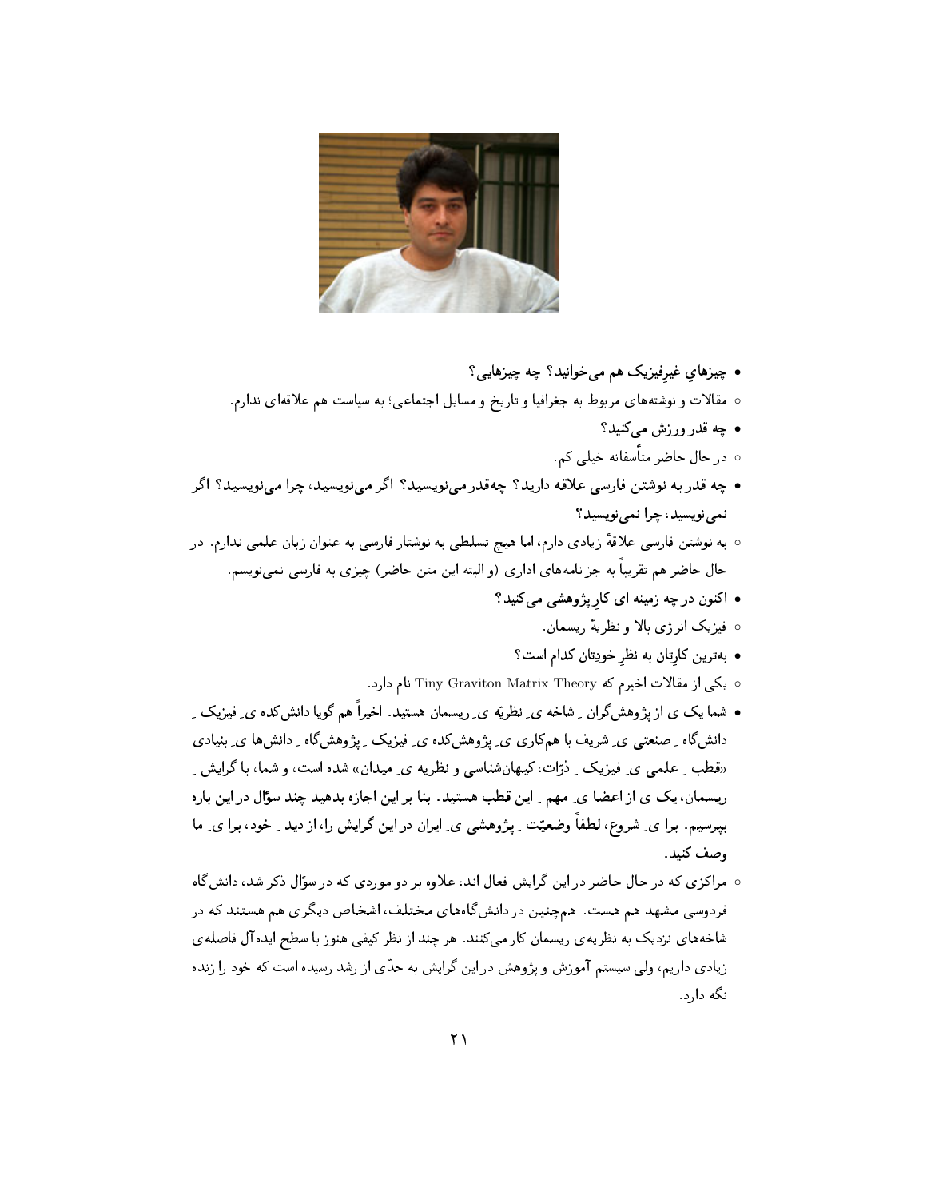- **چیزهایِ غیرِفیزیک هم می‌خوانید؟ چه چیزهایی؟**
  - مقالات و نوشته‌های مربوط به جغرافیا و تاریخ و مسایل اجتماعی؛ به سیاست هم علاقه‌ای ندارم.
- **چه قدر ورزش می‌کنید؟**
  - در حال حاضر متأسفانه خیلی کم.
- **چه قدر به نوشتن فارسی علاقه دارید؟ چه‌قدر می‌نویسید؟ اگر می‌نویسید، چرا می‌نویسید؟ اگر نمی‌نویسید، چرا نمی‌نویسید؟**
  - به نوشتن فارسی علاقهٔ زیادی دارم، اما هیچ تسلطی به نوشتار فارسی به عنوان زبان علمی ندارم. در حال حاضر هم تقریباً به جز نامه‌های اداری (و البته این متن حاضر) چیزی به فارسی نمی‌نویسم.
- **اکنون در چه زمینه ای کارِ پژوهشی می کنید؟**
  - فیزیک انرژی بالا و نظریهٔ ریسمان.
- **به‌ترین کارِتان به نظرِ خودِتان کدام است؟**
  - یکی از مقالات اخیرم که Tiny Graviton Matrix Theory نام دارد.
- **شما یک ی از پژوهش‌گران ـ شاخه ی ـ نظریّه ی ـ ریسمان هستید. اخیراً هم گویا دانش‌کده ی ـ فیزیک ـ دانش‌گاه ـ صنعتی ی ـ شریف با هم‌کاری ی ـ پژوهش‌کده ی ـ فیزیک ـ پژوهش‌گاه ـ دانش‌ها ی ـ بنیادی «قطب ـ علمی ی ـ فیزیک ـ ذرّات، کیهان‌شناسی و نظریه ی ـ میدان» شده است، و شما، با گرایش ـ ریسمان، یک ی از اعضا ی ـ مهم ـ این قطب هستید. بنا بر این اجازه بدهید چند سؤال در این باره بپرسیم. برا ی ـ شروع، لطفاً وضعیّت ـ پژوهشی ی ـ ایران در این گرایش را، از دید ـ خود، برا ی ـ ما وصف کنید.**
  - مراکزی که در حال حاضر در این گرایش فعال اند، علاوه بر دو موردی که در سؤال ذکر شد، دانش‌گاه فردوسی مشهد هم هست. هم‌چنین در دانش‌گاه‌های مختلف، اشخاص دیگری هم هستند که در شاخه‌های نزدیک به نظریه‌ی ریسمان کار می‌کنند. هر چند از نظر کیفی هنوز با سطح ایده‌آل فاصله‌ی زیادی داریم، ولی سیستم آموزش و پژوهش در این گرایش به حدّی از رشد رسیده است که خود را زنده نگه دارد.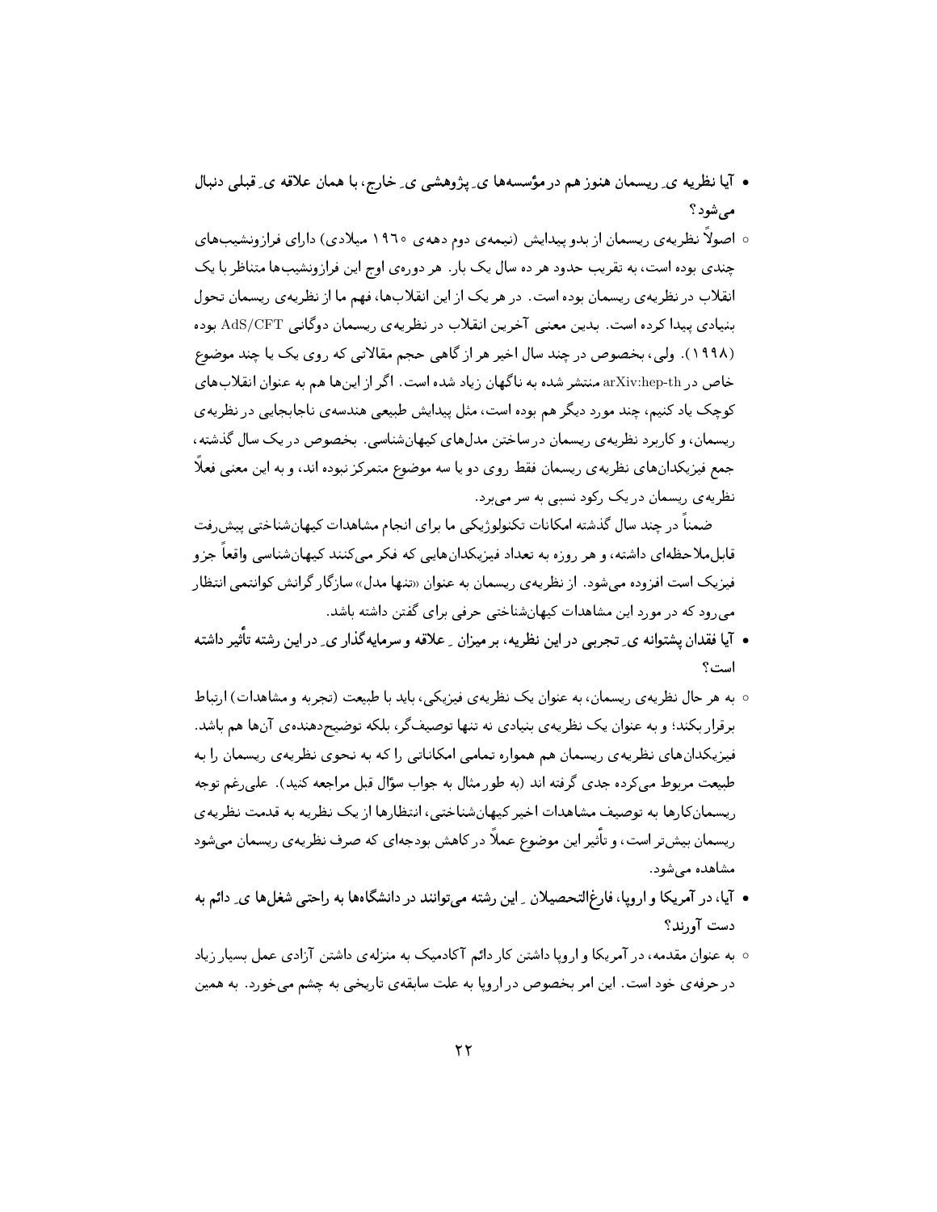- **آیا نظریه ی ِ ریسمان هنوز هم در مؤسسه‌ها ی ِ پژوهشی ی ِ خارج، با همان علاقه ی ِ قبلی دنبال می‌شود؟**

  ○ اصولاً نظریه‌ی ریسمان از بدو پیدایش (نیمه‌ی دوم دهه‌ی ۱۹۶۰ میلادی) دارای فرازونشیب‌های چندی بوده است، به تقریب حدود هر ده سال یک بار. هر دوره‌ی اوج این فرازونشیب‌ها متناظر با یک انقلاب در نظریه‌ی ریسمان بوده است. در هر یک از این انقلاب‌ها، فهم ما از نظریه‌ی ریسمان تحول بنیادی پیدا کرده است. بدین معنی آخرین انقلاب در نظریه‌ی ریسمان دوگانی AdS/CFT بوده (۱۹۹۸). ولی، بخصوص در چند سال اخیر هر از گاهی حجم مقالاتی که روی یک یا چند موضوع خاص در arXiv:hep-th منتشر شده به ناگهان زیاد شده است. اگر از این‌ها هم به عنوان انقلاب‌های کوچک یاد کنیم، چند مورد دیگر هم بوده است، مثل پیدایش طبیعی هندسه‌ی ناجابجایی در نظریه‌ی ریسمان، و کاربرد نظریه‌ی ریسمان در ساختن مدل‌های کیهان‌شناسی. بخصوص در یک سال گذشته، جمع فیزیکدان‌های نظریه‌ی ریسمان فقط روی دو یا سه موضوع متمرکز نبوده اند، و به این معنی فعلاً نظریه‌ی ریسمان در یک رکود نسبی به سر می‌برد.

  ضمناً در چند سال گذشته امکانات تکنولوژیکی ما برای انجام مشاهدات کیهان‌شناختی پیش‌رفت قابل‌ملاحظه‌ای داشته، و هر روزه به تعداد فیزیکدان‌هایی که فکر می‌کنند کیهان‌شناسی واقعاً جزو فیزیک است افزوده می‌شود. از نظریه‌ی ریسمان به عنوان «تنها مدل» سازگار گرانش کوانتمی انتظار می‌رود که در مورد این مشاهدات کیهان‌شناختی حرفی برای گفتن داشته باشد.

- **آیا فقدان پشتوانه ی ِ تجربی در این نظریه، بر میزان ِ علاقه و سرمایه‌گذار ی ِ در این رشته تأثیر داشته است؟**

  ○ به هر حال نظریه‌ی ریسمان، به عنوان یک نظریه‌ی فیزیکی، باید با طبیعت (تجربه و مشاهدات) ارتباط برقرار بکند؛ و به عنوان یک نظریه‌ی بنیادی نه تنها توصیف‌گر، بلکه توضیح‌دهنده‌ی آن‌ها هم باشد. فیزیکدان‌های نظریه‌ی ریسمان هم همواره تمامی امکاناتی را که به نحوی نظریه‌ی ریسمان را به طبیعت مربوط می‌کرده جدی گرفته اند (به طور مثال به جواب سؤال قبل مراجعه کنید). علی‌رغم توجه ریسمان‌کارها به توصیف مشاهدات اخیر کیهان‌شناختی، انتظارها از یک نظریه به قدمت نظریه‌ی ریسمان بیش‌تر است، و تأثیر این موضوع عملاً در کاهش بودجه‌ای که صرف نظریه‌ی ریسمان می‌شود مشاهده می‌شود.

- **آیا، در آمریکا و اروپا، فارغ‌التحصیلان ِ این رشته می‌توانند در دانشگاه‌ها به راحتی شغل‌ها ی ِ دائم به دست آورند؟**

  ○ به عنوان مقدمه، در آمریکا و اروپا داشتن کار دائم آکادمیک به منزله‌ی داشتن آزادی عمل بسیار زیاد در حرفه‌ی خود است. این امر بخصوص در اروپا به علت سابقه‌ی تاریخی به چشم می‌خورد. به همین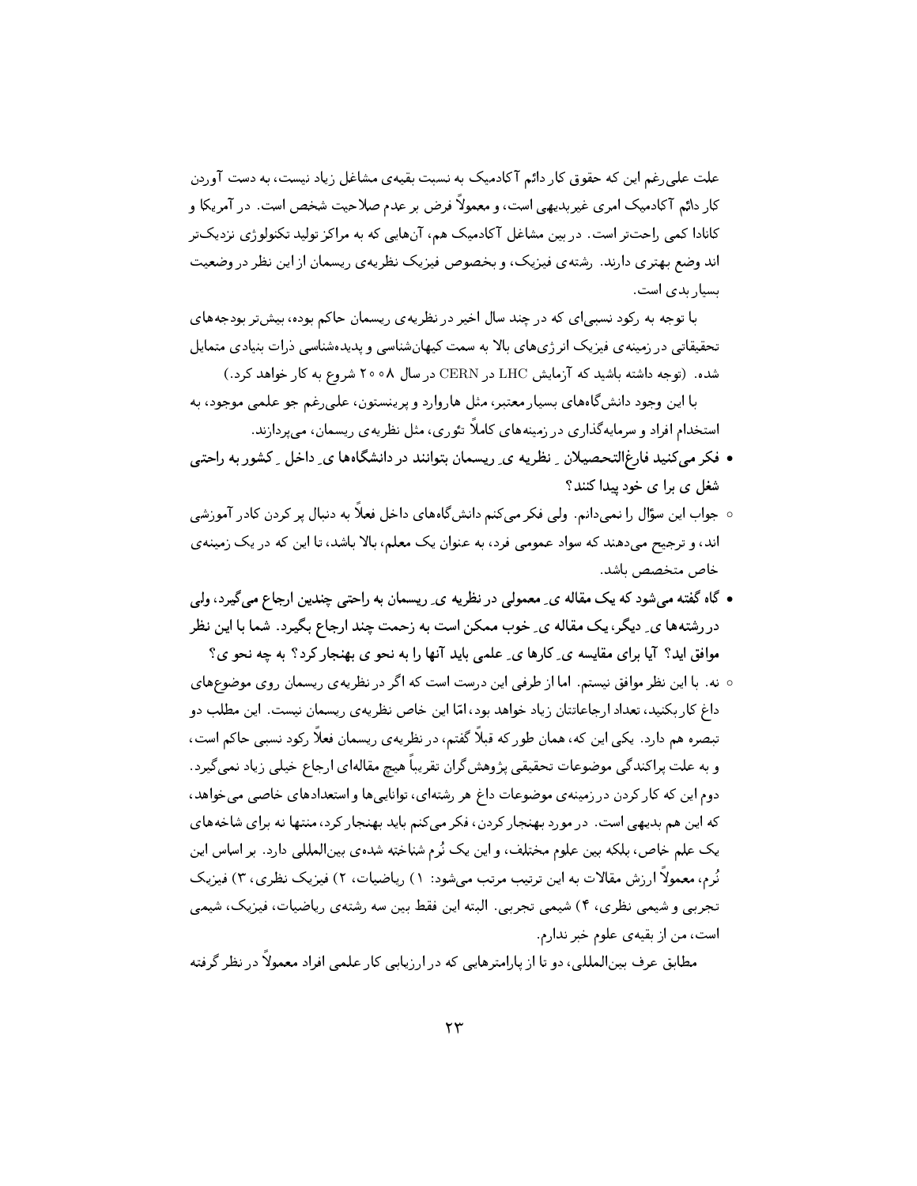علت علی‌رغم این که حقوق کار دائم آکادمیک به نسبت بقیه‌ی مشاغل زیاد نیست، به دست آوردن کار دائم آکادمیک امری غیربدیهی است، و معمولاً فرض بر عدم صلاحیت شخص است. در آمریکا و کانادا کمی راحت‌تر است. در بین مشاغل آکادمیک هم، آن‌هایی که به مراکز تولید تکنولوژی نزدیک‌تر اند وضع بهتری دارند. رشته‌ی فیزیک، و بخصوص فیزیک نظریه‌ی ریسمان از این نظر در وضعیت بسیار بدی است.

با توجه به رکود نسبی‌ای که در چند سال اخیر در نظریه‌ی ریسمان حاکم بوده، بیش‌تر بودجه‌های تحقیقاتی در زمینه‌ی فیزیک انرژی‌های بالا به سمت کیهان‌شناسی و پدیده‌شناسی ذرات بنیادی متمایل شده. (توجه داشته باشید که آزمایش LHC در CERN در سال ۲۰۰۸ شروع به کار خواهد کرد.)

با این وجود دانش‌گاه‌های بسیار معتبر، مثل هاروارد و پرینستون، علی‌رغم جو علمی موجود، به استخدام افراد و سرمایه‌گذاری در زمینه‌های کاملاً تئوری، مثل نظریه‌ی ریسمان، می‌پردازند.

- **فکر می‌کنید فارغ‌التحصیلان ِ نظریه ی ِ ریسمان بتوانند در دانشگاه‌ها ی ِ داخل ِ کشور به راحتی شغل ی برا ی خود پیدا کنند؟**

  - جواب این سؤال را نمی‌دانم. ولی فکر می‌کنم دانش‌گاه‌های داخل فعلاً به دنبال پر کردن کادر آموزشی اند، و ترجیح می‌دهند که سواد عمومی فرد، به عنوان یک معلم، بالا باشد، تا این که در یک زمینه‌ی خاص متخصص باشد.

- **گاه گفته می‌شود که یک مقاله ی ِ معمولی در نظریه ی ِ ریسمان به راحتی چندین ارجاع می‌گیرد، ولی در رشته‌ها ی ِ دیگر، یک مقاله ی ِ خوب ممکن است به زحمت چند ارجاع بگیرد. شما با این نظر موافق اید؟ آیا برای مقایسه ی ِ کارها ی ِ علمی باید آنها را به نحو ی بهنجار کرد؟ به چه نحو ی؟**

  - نه. با این نظر موافق نیستم. اما از طرفی این درست است که اگر در نظریه‌ی ریسمان روی موضوع‌های داغ کار بکنید، تعداد ارجاعاتتان زیاد خواهد بود، امّا این خاص نظریه‌ی ریسمان نیست. این مطلب دو تبصره هم دارد. یکی این که، همان طور که قبلاً گفتم، در نظریه‌ی ریسمان فعلاً رکود نسبی حاکم است، و به علت پراکندگی موضوعات تحقیقی پژوهش‌گران تقریباً هیچ مقاله‌ای ارجاع خیلی زیاد نمی‌گیرد. دوم این که کار کردن در زمینه‌ی موضوعات داغ هر رشته‌ای، توانایی‌ها و استعدادهای خاصی می‌خواهد، که این هم بدیهی است. در مورد بهنجار کردن، فکر می‌کنم باید بهنجار کرد، منتها نه برای شاخه‌های یک علم خاص، بلکه بین علوم مختلف، و این یک نُرم شناخته شده‌ی بین‌المللی دارد. بر اساس این نُرم، معمولاً ارزش مقالات به این ترتیب مرتب می‌شود: ۱) ریاضیات، ۲) فیزیک نظری، ۳) فیزیک تجربی و شیمی نظری، ۴) شیمی تجربی. البته این فقط بین سه رشته‌ی ریاضیات، فیزیک، شیمی است، من از بقیه‌ی علوم خبر ندارم.

مطابق عرف بین‌المللی، دو تا از پارامترهایی که در ارزیابی کار علمی افراد معمولاً در نظر گرفته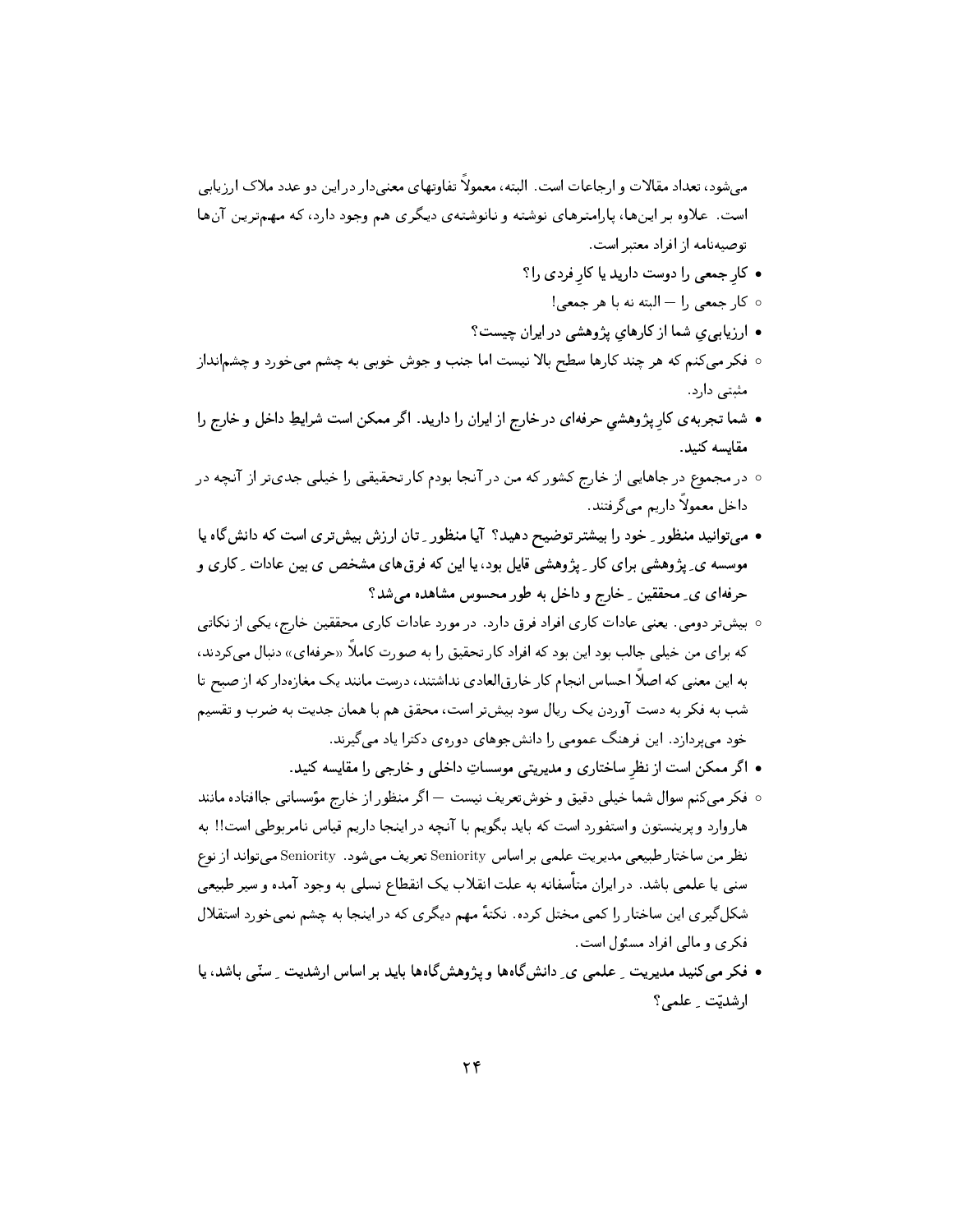می‌شود، تعداد مقالات و ارجاعات است. البته، معمولاً تفاوتهای معنی‌دار در این دو عدد ملاک ارزیابی است. علاوه بر این‌ها، پارامترهای نوشته و نانوشته‌ی دیگری هم وجود دارد، که مهم‌ترین آن‌ها توصیه‌نامه از افراد معتبر است.

- **کارِ جمعی را دوست دارید یا کارِ فردی را؟**
  - کار جمعی را — البته نه با هر جمعی!
- **ارزیابی‌ی شما از کارهای پژوهشی در ایران چیست؟**
  - فکر می‌کنم که هر چند کارها سطح بالا نیست اما جنب و جوش خوبی به چشم می‌خورد و چشم‌انداز مثبتی دارد.
- **شما تجربه‌ی کارِ پژوهشیِ حرفه‌ای در خارج از ایران را دارید. اگر ممکن است شرایطِ داخل و خارج را مقایسه کنید.**
  - در مجموع در جاهایی از خارج کشور که من در آنجا بودم کار تحقیقی را خیلی جدی‌تر از آنچه در داخل معمولاً داریم می‌گرفتند.
- **می‌توانید منظور ِ خود را بیشتر توضیح دهید؟ آیا منظور ِ تان ارزش بیش‌تری است که دانش‌گاه یا موسسه ی ِ پژوهشی برای کار ِ پژوهشی قایل بود، یا این که فرق‌های مشخص ی بین عادات ِ کاری و حرفه‌ای ی ِ محققین ِ خارج و داخل به طور محسوس مشاهده می‌شد؟**
  - بیش‌تر دومی. یعنی عادات کاری افراد فرق دارد. در مورد عادات کاری محققین خارج، یکی از نکاتی که برای من خیلی جالب بود این بود که افراد کار تحقیق را به صورت کاملاً «حرفه‌ای» دنبال می‌کردند، به این معنی که اصلاً احساس انجام کار خارق‌العادی نداشتند، درست مانند یک مغازه‌دار که از صبح تا شب به فکر به دست آوردن یک ریال سود بیش‌تر است، محقق هم با همان جدیت به ضرب و تقسیم خود می‌پردازد. این فرهنگ عمومی را دانش‌جوهای دوره‌ی دکترا یاد می‌گیرند.
- **اگر ممکن است از نظرِ ساختاری و مدیریتی موسساتِ داخلی و خارجی را مقایسه کنید.**
  - فکر می‌کنم سوال شما خیلی دقیق و خوش‌تعریف نیست — اگر منظور از خارج مؤسساتی جاافتاده مانند هاروارد و پرینستون و استنفورد است که باید بگویم با آنچه در اینجا داریم قیاس نامربوطی است!! به نظر من ساختار طبیعی مدیریت علمی بر اساس Seniority تعریف می‌شود. Seniority می‌تواند از نوع سنی یا علمی باشد. در ایران متأسفانه به علت انقلاب یک انقطاع نسلی به وجود آمده و سیر طبیعی شکل‌گیری این ساختار را کمی مختل کرده. نکتهٔ مهم دیگری که در اینجا به چشم نمی‌خورد استقلال فکری و مالی افراد مسئول است.
- **فکر می‌کنید مدیریت ِ علمی ی ِ دانش‌گاه‌ها و پژوهش‌گاه‌ها باید بر اساس ارشدیت ِ سنّی باشد، یا ارشدیّت ِ علمی؟**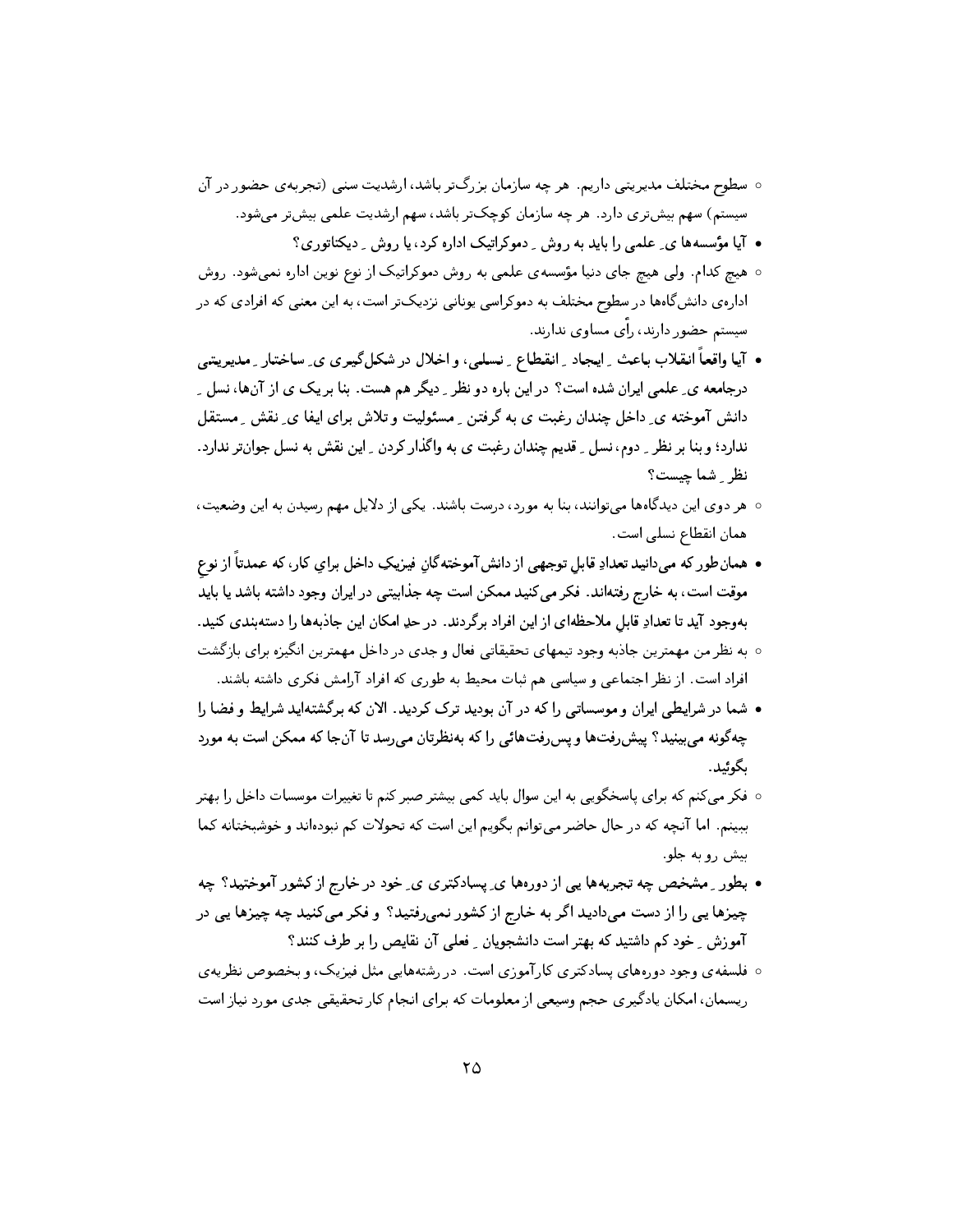- سطوح مختلف مدیریتی داریم. هر چه سازمان بزرگ‌تر باشد، ارشدیت سنی (تجربه‌ی حضور در آن سیستم) سهم بیش‌تری دارد. هر چه سازمان کوچک‌تر باشد، سهم ارشدیت علمی بیش‌تر می‌شود.

- **آیا مؤسسه‌ها ی ِ علمی را باید به روش ِ دموکراتیک اداره کرد، یا روش ِ دیکتاتوری؟**

- هیچ کدام. ولی هیچ جای دنیا مؤسسه‌ی علمی به روش دموکراتیک از نوع نوین اداره نمی‌شود. روش اداره‌ی دانش‌گاه‌ها در سطوح مختلف به دموکراسی یونانی نزدیک‌تر است، به این معنی که افرادی که در سیستم حضور دارند، رأی مساوی ندارند.

- **آیا واقعاً انقلاب باعث ِ ایجاد ِ انقطاع ِ نسلی، و اخلال در شکل‌گیری ی ِ ساختار ِ مدیریتی درجامعه ی ِ علمی ایران شده است؟ در این باره دو نظر ِ دیگر هم هست. بنا بر یک ی از آن‌ها، نسل ِ دانش آموخته ی ِ داخل چندان رغبت ی به گرفتن ِ مسئولیت و تلاش برای ایفا ی ِ نقش ِ مستقل ندارد؛ و بنا بر نظر ِ دوم، نسل ِ قدیم چندان رغبت ی به واگذار کردن ِ این نقش به نسل جوان‌تر ندارد. نظر ِ شما چیست؟**

- هر دوی این دیدگاه‌ها می‌توانند، بنا به مورد، درست باشند. یکی از دلایل مهم رسیدن به این وضعیت، همان انقطاع نسلی است.

- **همان‌طور که می‌دانید تعدادِ قابلِ توجهی از دانش‌آموخته‌گانِ فیزیکِ داخل برای کار، که عمدتاً از نوعِ موقت است، به خارج رفته‌اند. فکر می‌کنید ممکن است چه جذابیتی در ایران وجود داشته باشد یا باید به‌وجود آید تا تعدادِ قابلِ ملاحظه‌ای از این افراد برگردند. در حدِ امکان این جاذبه‌ها را دسته‌بندی کنید.**

- به نظر من مهمترین جاذبه وجود تیمهای تحقیقاتی فعال و جدی در داخل مهمترین انگیزه برای بازگشت افراد است. از نظر اجتماعی و سیاسی هم ثبات محیط به طوری که افراد آرامش فکری داشته باشند.

- **شما در شرایطی ایران و موسساتی را که در آن بودید ترک کردید. الان که برگشته‌اید شرایط و فضا را چه‌گونه می‌بینید؟ پیش‌رفت‌ها و پس‌رفت‌هائی را که به‌نظرتان می‌رسد تا آن‌جا که ممکن است به مورد بگوئید.**

- فکر می‌کنم که برای پاسخگویی به این سوال باید کمی بیشتر صبر کنم تا تغییرات موسسات داخل را بهتر ببینم. اما آنچه که در حال حاضر می‌توانم بگویم این است که تحولات کم نبوده‌اند و خوشبختانه کما بیش رو به جلو.

- **بطور ِ مشخص چه تجربه‌ها یی از دوره‌ها ی ِ پسادکتری ی ِ خود در خارج از کشور آموختید؟ چه چیزها یی را از دست می‌دادید اگر به خارج از کشور نمی‌رفتید؟ و فکر می‌کنید چه چیزها یی در آموزش ِ خود کم داشتید که بهتر است دانشجویان ِ فعلی آن نقایص را بر طرف کنند؟**

- فلسفه‌ی وجود دوره‌های پسادکتری کارآموزی است. در رشته‌هایی مثل فیزیک، و بخصوص نظریه‌ی ریسمان، امکان یادگیری حجم وسیعی از معلومات که برای انجام کار تحقیقی جدی مورد نیاز است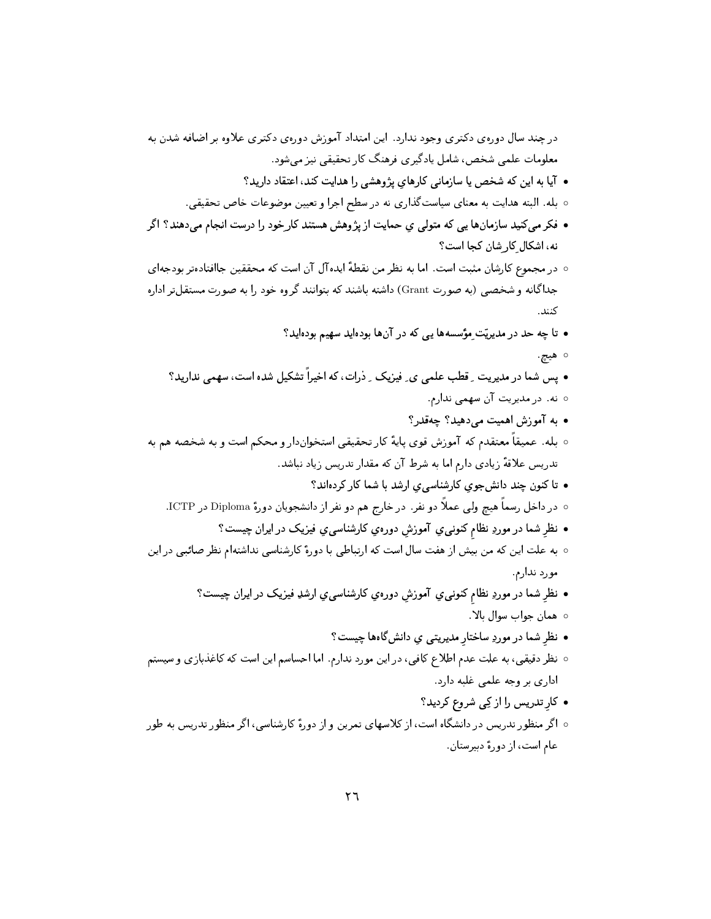در چند سال دوره‌ی دکتری وجود ندارد. این امتداد آموزش دوره‌ی دکتری علاوه بر اضافه شدن به معلومات علمی شخص، شامل یادگیری فرهنگ کار تحقیقی نیز می‌شود.

- **آیا به این که شخص یا سازمانی کارهایِ پژوهشی را هدایت کند، اعتقاد دارید؟**
  - بله. البته هدایت به معنای سیاست‌گذاری نه در سطح اجرا و تعیین موضوعات خاص تحقیقی.
- **فکر می‌کنید سازمان‌ها یی که متولی یِ حمایت از پژوهش هستند کار خود را درست انجام می‌دهند؟ اگر نه، اشکالِ کارشان کجا است؟**
  - در مجموع کارشان مثبت است. اما به نظر من نقطهٔ ایده‌آل آن است که محققین جاافتاده‌تر بودجه‌ای جداگانه و شخصی (به صورت Grant) داشته باشند که بتوانند گروه خود را به صورت مستقل‌تر اداره کنند.
- **تا چه حد در مدیریّتِ مؤسسه‌ها یی که در آن‌ها بوده‌اید سهیم بوده‌اید؟**
  - هیچ.
- **پس شما در مدیریت ِ قطب علمی ی ِ فیزیک ِ ذرات، که اخیراً تشکیل شده است، سهمی ندارید؟**
  - نه. در مدیریت آن سهمی ندارم.
- **به آموزش اهمیت می‌دهید؟ چه‌قدر؟**
  - بله. عمیقاً معتقدم که آموزش قوی پایهٔ کار تحقیقی استخوان‌دار و محکم است و به شخصه هم به تدریس علاقهٔ زیادی دارم اما به شرط آن که مقدار تدریس زیاد نباشد.
- **تا کنون چند دانش‌جویِ کارشناسی‌یِ ارشد با شما کار کرده‌اند؟**
  - در داخل رسماً هیچ ولی عملاً دو نفر. در خارج هم دو نفر از دانشجویان دورهٔ Diploma در ICTP.
- **نظرِ شما در موردِ نظامِ کنونی‌یِ آموزشِ دوره‌یِ کارشناسی‌یِ فیزیک در ایران چیست؟**
  - به علت این که من بیش از هفت سال است که ارتباطی با دورهٔ کارشناسی نداشته‌ام نظر صائبی در این مورد ندارم.
- **نظرِ شما در موردِ نظامِ کنونی‌یِ آموزشِ دوره‌یِ کارشناسی‌یِ ارشدِ فیزیک در ایران چیست؟**
  - همان جواب سوال بالا.
- **نظرِ شما در موردِ ساختارِ مدیریتی یِ دانش‌گاه‌ها چیست؟**
  - نظر دقیقی، به علت عدم اطلاع کافی، در این مورد ندارم. اما احساسم این است که کاغذبازی و سیستم اداری بر وجه علمی غلبه دارد.
- **کارِ تدریس را از کِی شروع کردید؟**
  - اگر منظور تدریس در دانشگاه است، از کلاسهای تمرین و از دورهٔ کارشناسی، اگر منظور تدریس به طور عام است، از دورهٔ دبیرستان.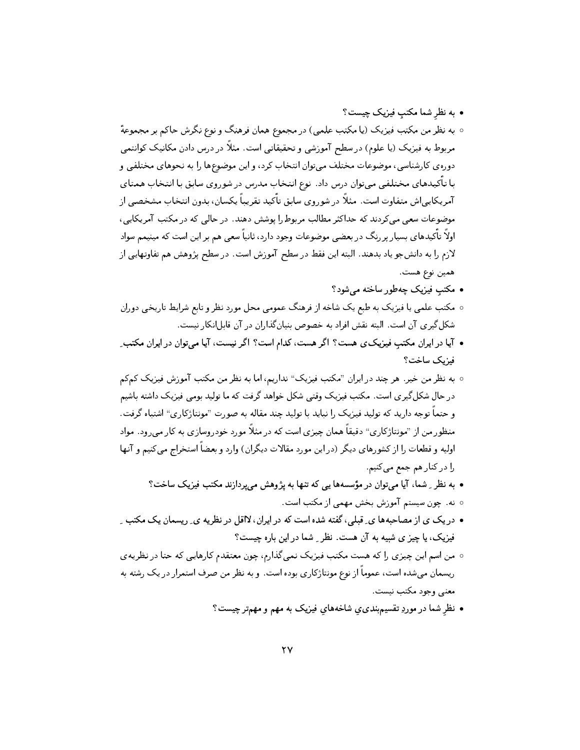- **به نظرِ شما مکتبِ فیزیک چیست؟**

  ◦ به نظر من مکتب فیزیک (یا مکتب علمی) در مجموع همان فرهنگ و نوع نگرش حاکم بر مجموعهٔ مربوط به فیزیک (یا علوم) در سطح آموزشی و تحقیقاتی است. مثلاً در درس دادن مکانیک کوانتمی دوره‌ی کارشناسی، موضوعات مختلف می‌توان انتخاب کرد، و این موضوع‌ها را به نحوهای مختلفی و با تأکیدهای مختلفی می‌توان درس داد. نوع انتخاب مدرس در شوروی سابق با انتخاب همتای آمریکایی‌اش متفاوت است. مثلاً در شوروی سابق تأکید تقریباً یکسان، بدون انتخاب مشخصی از موضوعات سعی می‌کردند که حداکثر مطالب مربوط را پوشش دهند. در حالی که در مکتب آمریکایی، اولاً تأکیدهای بسیار پررنگ در بعضی موضوعات وجود دارد، ثانیاً سعی هم بر این است که مینیمم سواد لازم را به دانش‌جو یاد بدهند. البته این فقط در سطح آموزش است. در سطح پژوهش هم تفاوتهایی از همین نوع هست.

- **مکتبِ فیزیک چه‌طور ساخته می‌شود؟**

  ◦ مکتب علمی یا فیزیک به طبع یک شاخه از فرهنگ عمومی محل مورد نظر و تابع شرایط تاریخی دوران شکل‌گیری آن است. البته نقش افراد به خصوص بنیان‌گذاران در آن قابل‌انکار نیست.

- **آیا در ایران مکتبِ فیزیکی‌ی هست؟ اگر هست، کدام است؟ اگر نیست، آیا می‌توان در ایران مکتبِ فیزیک ساخت؟**

  ◦ به نظر من خیر. هر چند در ایران "مکتب فیزیک" نداریم، اما به نظر من مکتب آموزش فیزیک کم‌کم در حال شکل‌گیری است. مکتب فیزیک وقتی شکل خواهد گرفت که ما تولید بومی فیزیک داشته باشیم و حتماً توجه دارید که تولید فیزیک را نباید با تولید چند مقاله به صورت "مونتاژکاری" اشتباه گرفت. منظور من از "مونتاژکاری" دقیقاً همان چیزی است که در مثلاً مورد خودروسازی به کار می‌رود. مواد اولیه و قطعات را از کشورهای دیگر (در این مورد مقالات دیگران) وارد و بعضاً استخراج می‌کنیم و آنها را در کنار هم جمع می‌کنیم.

- **به نظرِ شما، آیا می‌توان در مؤسسه‌ها یی که تنها به پژوهش می‌پردازند مکتب فیزیک ساخت؟**

  ◦ نه. چون سیستم آموزش بخش مهمی از مکتب است.

- **در یک ی از مصاحبه‌ها ی ِ قبلی، گفته شده است که در ایران، لااقل در نظریه ی ِ ریسمان یک مکتب ِ فیزیک، یا چیز ی شبیه به آن هست. نظر ِ شما در این باره چیست؟**

  ◦ من اسم این چیزی را که هست مکتب فیزیک نمی‌گذارم، چون معتقدم کارهایی که حتا در نظریه‌ی ریسمان می‌شده است، عموماً از نوع مونتاژکاری بوده است. و به نظر من صرف استمرار در یک رشته به معنی وجود مکتب نیست.

- **نظرِ شما در موردِ تقسیم‌بندی‌ی شاخه‌های فیزیک به مهم و مهم‌تر چیست؟**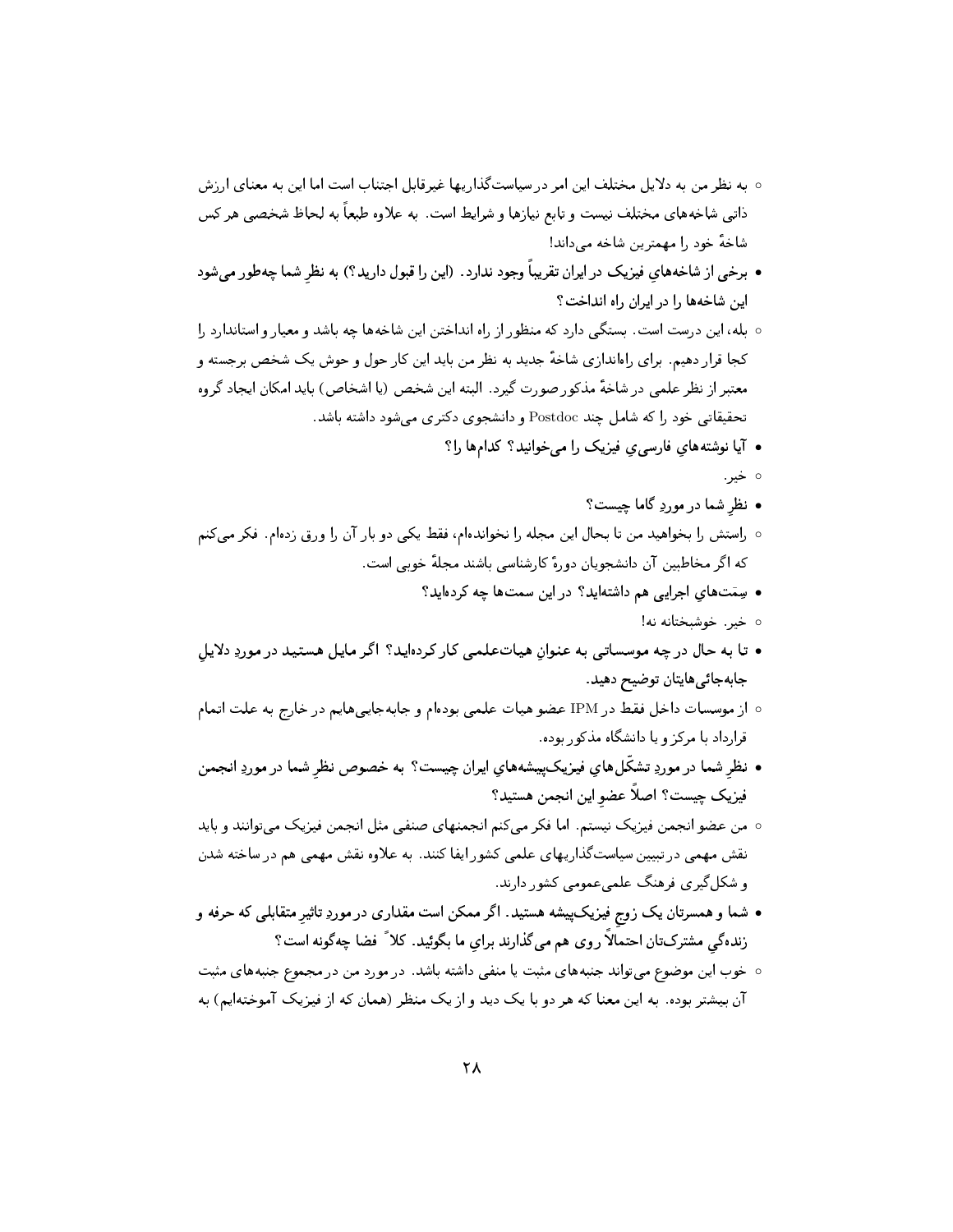- به نظر من به دلایل مختلف این امر در سیاست‌گذاریها غیرقابل اجتناب است اما این به معنای ارزش ذاتی شاخه‌های مختلف نیست و تابع نیازها و شرایط است. به علاوه طبعاً به لحاظ شخصی هر کس شاخهٔ خود را مهمترین شاخه می‌داند!

- **برخی از شاخه‌هایِ فیزیک در ایران تقریباً وجود ندارد. (این را قبول دارید؟) به نظرِ شما چه‌طور می‌شود این شاخه‌ها را در ایران راه انداخت؟**

- بله، این درست است. بستگی دارد که منظور از راه انداختن این شاخه‌ها چه باشد و معیار و استاندارد را کجا قرار دهیم. برای راه‌اندازی شاخهٔ جدید به نظر من باید این کار حول و حوش یک شخص برجسته و معتبر از نظر علمی در شاخهٔ مذکور صورت گیرد. البته این شخص (یا اشخاص) باید امکان ایجاد گروه تحقیقاتی خود را که شامل چند Postdoc و دانشجوی دکتری می‌شود داشته باشد.

- **آیا نوشته‌هایِ فارسیِ فیزیک را می‌خوانید؟ کدام‌ها را؟**

- خیر.

- **نظرِ شما در موردِ گاما چیست؟**

- راستش را بخواهید من تا بحال این مجله را نخوانده‌ام، فقط یکی دو بار آن را ورق زده‌ام. فکر می‌کنم که اگر مخاطبین آن دانشجویان دورهٔ کارشناسی باشند مجلهٔ خوبی است.

- **سِمَت‌هایِ اجرایی هم داشته‌اید؟ در این سمت‌ها چه کرده‌اید؟**

- خیر. خوشبختانه نه!

- **تا به حال در چه موسساتی به عنوانِ هیات‌علمی کار کرده‌اید؟ اگر مایل هستید در موردِ دلایلِ جابه‌جائی‌هایتان توضیح دهید.**

- از موسسات داخل فقط در IPM عضو هیات علمی بوده‌ام و جابه‌جایی‌هایم در خارج به علت اتمام قرارداد با مرکز و یا دانشگاه مذکور بوده.

- **نظرِ شما در موردِ تشکّل‌هایِ فیزیک‌پیشه‌هایِ ایران چیست؟ به خصوص نظرِ شما در موردِ انجمن فیزیک چیست؟ اصلاً عضوِ این انجمن هستید؟**

- من عضو انجمن فیزیک نیستم. اما فکر می‌کنم انجمنهای صنفی مثل انجمن فیزیک می‌توانند و باید نقش مهمی در تبیین سیاست‌گذاریهای علمی کشور ایفا کنند. به علاوه نقش مهمی هم در ساخته شدن و شکل‌گیری فرهنگ علمی‌عمومی کشور دارند.

- **شما و همسرتان یک زوجِ فیزیک‌پیشه هستید. اگر ممکن است مقداری در موردِ تاثیرِ متقابلی که حرفه و زندگیِ مشترک‌تان احتمالاً روی هم می‌گذارند برایِ ما بگوئید. کلاً فضا چه‌گونه است؟**

- خوب این موضوع می‌تواند جنبه‌های مثبت یا منفی داشته باشد. در مورد من در مجموع جنبه‌های مثبت آن بیشتر بوده. به این معنا که هر دو با یک دید و از یک منظر (همان که از فیزیک آموخته‌ایم) به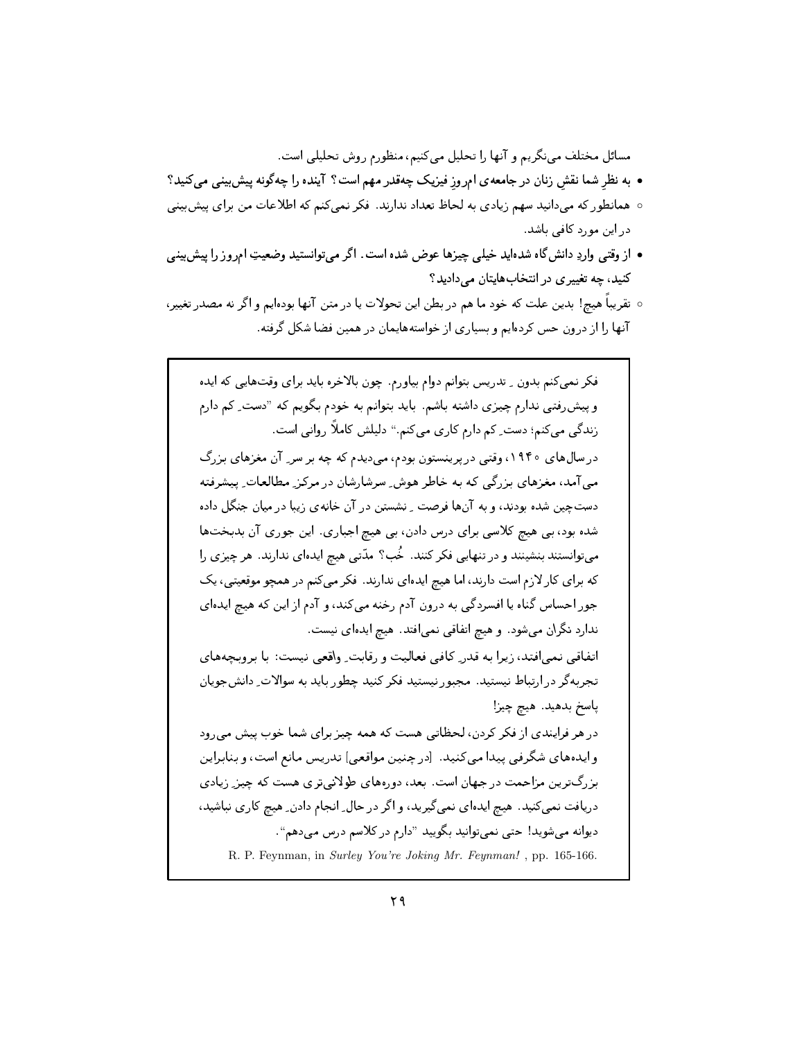مسائل مختلف می‌نگریم و آنها را تحلیل می‌کنیم، منظورم روش تحلیلی است.

- **به نظرِ شما نقشِ زنان در جامعه‌ی امروزِ فیزیک چه‌قدر مهم است؟ آینده را چه‌گونه پیش‌بینی می‌کنید؟**
  - همانطور که می‌دانید سهم زیادی به لحاظ تعداد ندارند. فکر نمی‌کنم که اطلاعات من برای پیش‌بینی در این مورد کافی باشد.
- **از وقتی واردِ دانش‌گاه شده‌اید خیلی چیزها عوض شده است. اگر می‌توانستید وضعیتِ امروز را پیش‌بینی کنید، چه تغییری در انتخاب‌هایتان می‌دادید؟**
  - تقریباً هیچ! بدین علت که خود ما هم در بطن این تحولات یا در متن آنها بوده‌ایم و اگر نه مصدر تغییر، آنها را از درون حس کرده‌ایم و بسیاری از خواسته‌هایمان در همین فضا شکل گرفته.

> فکر نمی‌کنم بدون ِ تدریس بتوانم دوام بیاورم. چون بالاخره باید برای وقت‌هایی که ایده و پیش‌رفتی ندارم چیزی داشته باشم. باید بتوانم به خودم بگویم که "دست ِ کم دارم زندگی می‌کنم؛ دست ِ کم دارم کاری می‌کنم." دلیلش کاملاً روانی است.
>
> در سال‌های ۱۹۴۰، وقتی در پرینستون بودم، می‌دیدم که چه بر سر ِ آن مغزهای بزرگ می‌آمد، مغزهای بزرگی که به خاطر هوش ِ سرشارشان در مرکز ِ مطالعات ِ پیشرفته دست‌چین شده بودند، و به آن‌ها فرصت ِ نشستن در آن خانه‌ی زیبا در میان جنگل داده شده بود، بی هیچ کلاسی برای درس دادن، بی هیچ اجباری. این جوری آن بدبخت‌ها می‌توانستند بنشینند و در تنهایی فکر کنند. خُب؟ مدّتی هیچ ایده‌ای ندارند. هر چیزی را که برای کار لازم است دارند، اما هیچ ایده‌ای ندارند. فکر می‌کنم در همچو موقعیتی، یک جور احساس گناه یا افسردگی به درون آدم رخنه می‌کند، و آدم از این که هیچ ایده‌ای ندارد نگران می‌شود. و هیچ اتفاقی نمی‌افتد. هیچ ایده‌ای نیست.
>
> اتفاقی نمی‌افتد، زیرا به قدر ِ کافی فعالیت و رقابت ِ واقعی نیست: با بروبچه‌های تجربه‌گر در ارتباط نیستید. مجبور نیستید فکر کنید چطور باید به سوالات ِ دانش‌جویان پاسخ بدهید. هیچ چیز!
>
> در هر فرایندی از فکر کردن، لحظاتی هست که همه چیز برای شما خوب پیش می‌رود و ایده‌های شگرفی پیدا می‌کنید. [در چنین مواقعی] تدریس مانع است، و بنابراین بزرگ‌ترین مزاحمت در جهان است. بعد، دوره‌های طولانی‌تری هست که چیز ِ زیادی دریافت نمی‌کنید. هیچ ایده‌ای نمی‌گیرید، و اگر در حال ِ انجام دادن ِ هیچ کاری نباشید، دیوانه می‌شوید! حتی نمی‌توانید بگویید "دارم در کلاسم درس می‌دهم".
>
> R. P. Feynman, in *Surley You're Joking Mr. Feynman!* , pp. 165-166.